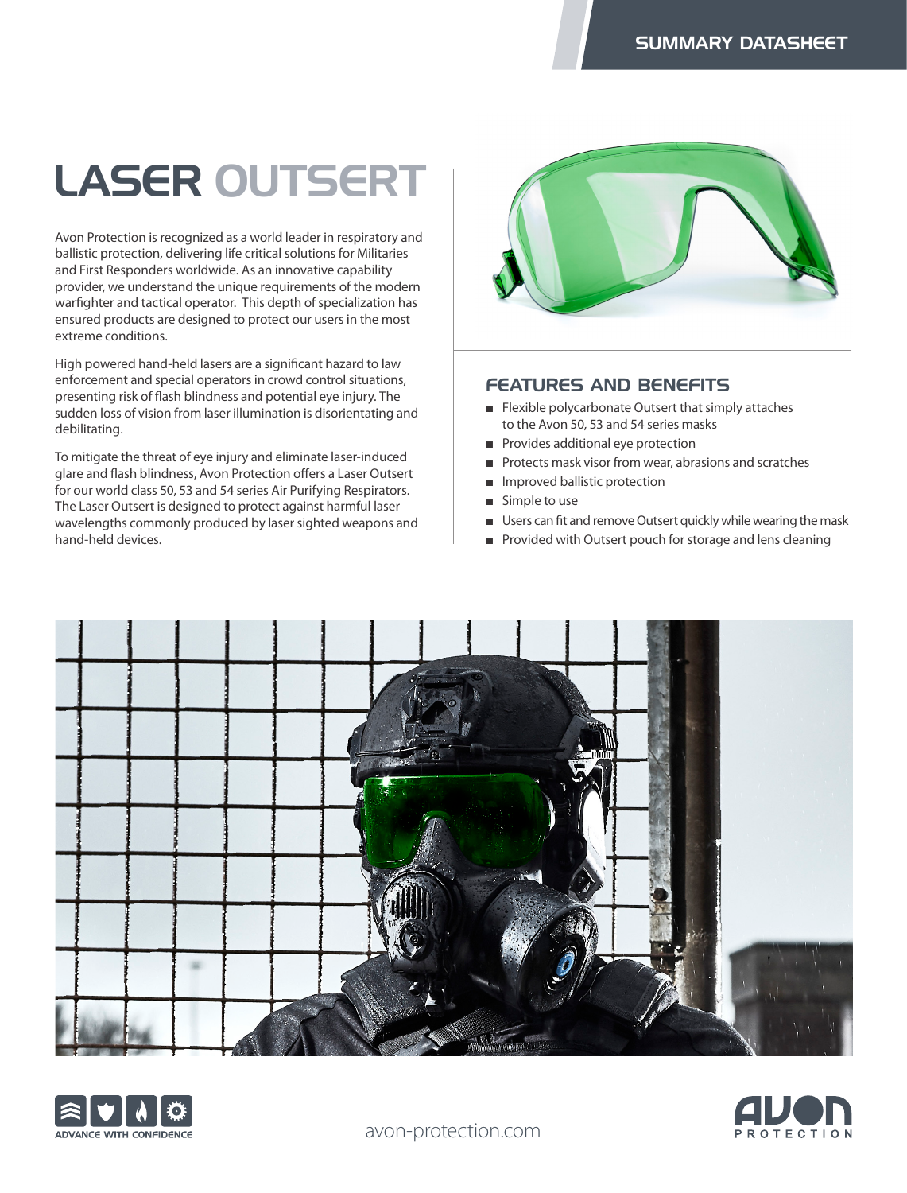SUMMARY DATASHEET

# LASER OUTSERT

Avon Protection is recognized as a world leader in respiratory and ballistic protection, delivering life critical solutions for Militaries and First Responders worldwide. As an innovative capability provider, we understand the unique requirements of the modern warfighter and tactical operator. This depth of specialization has ensured products are designed to protect our users in the most extreme conditions.

High powered hand-held lasers are a significant hazard to law enforcement and special operators in crowd control situations, presenting risk of flash blindness and potential eye injury. The sudden loss of vision from laser illumination is disorientating and debilitating.

To mitigate the threat of eye injury and eliminate laser-induced glare and flash blindness, Avon Protection offers a Laser Outsert for our world class 50, 53 and 54 series Air Purifying Respirators. The Laser Outsert is designed to protect against harmful laser wavelengths commonly produced by laser sighted weapons and hand-held devices.

## FEATURES AND BENEFITS

- Flexible polycarbonate Outsert that simply attaches to the Avon 50, 53 and 54 series masks
- Provides additional eye protection
- Protects mask visor from wear, abrasions and scratches
- Improved ballistic protection
- Simple to use
- Users can fit and remove Outsert quickly while wearing the mask
- Provided with Outsert pouch for storage and lens cleaning

ADVANCE WITH CONFIDENCE

avon-protection.com

AVON PROTECTION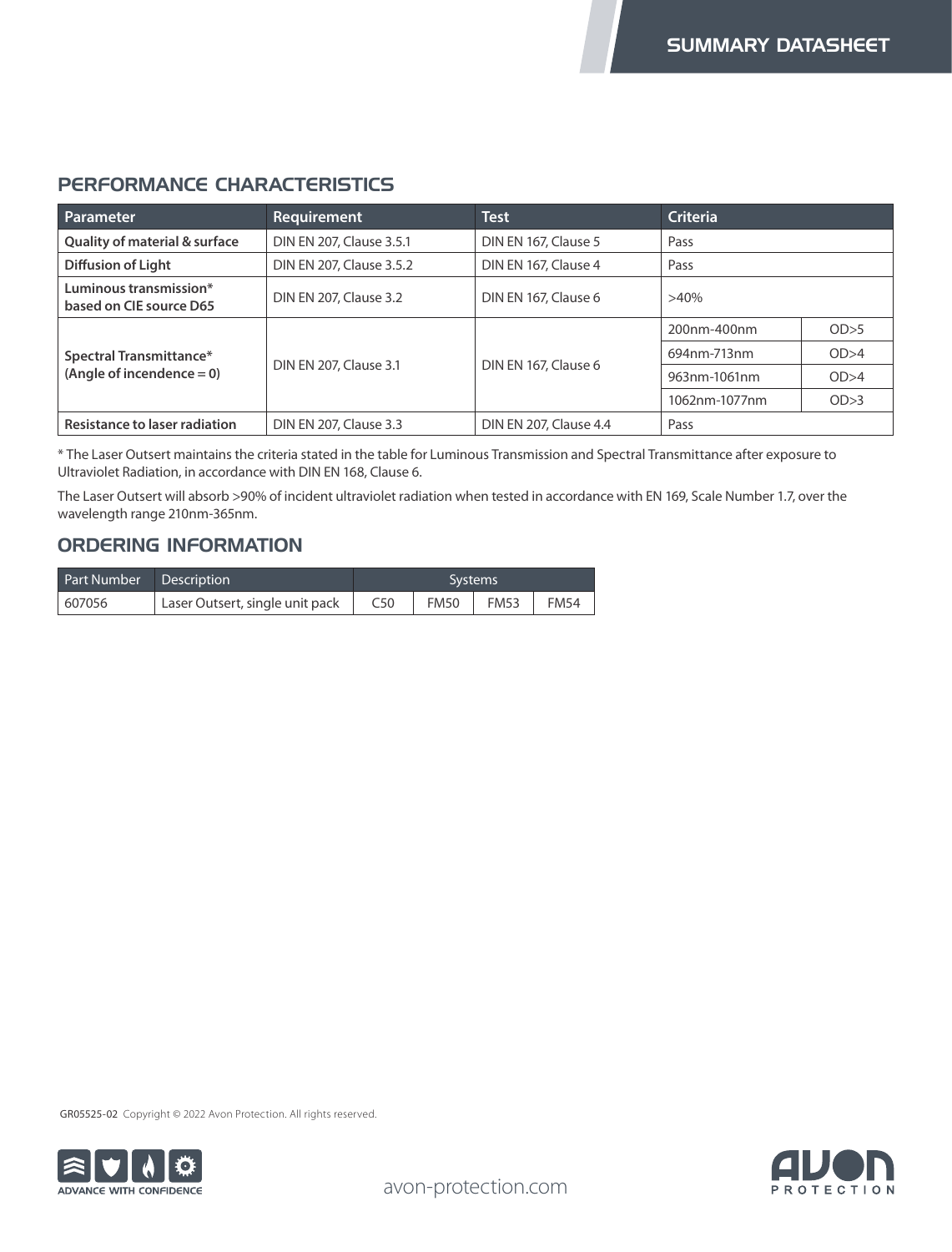## PERFORMANCE CHARACTERISTICS

| Parameter | Requirement | Test | Criteria | |
|---|---|---|---|---|
| **Quality of material & surface** | DIN EN 207, Clause 3.5.1 | DIN EN 167, Clause 5 | Pass | |
| **Diffusion of Light** | DIN EN 207, Clause 3.5.2 | DIN EN 167, Clause 4 | Pass | |
| **Luminous transmission* based on CIE source D65** | DIN EN 207, Clause 3.2 | DIN EN 167, Clause 6 | >40% | |
| **Spectral Transmittance* (Angle of incendence = 0)** | DIN EN 207, Clause 3.1 | DIN EN 167, Clause 6 | 200nm-400nm | OD>5 |
| | | | 694nm-713nm | OD>4 |
| | | | 963nm-1061nm | OD>4 |
| | | | 1062nm-1077nm | OD>3 |
| **Resistance to laser radiation** | DIN EN 207, Clause 3.3 | DIN EN 207, Clause 4.4 | Pass | |

* The Laser Outsert maintains the criteria stated in the table for Luminous Transmission and Spectral Transmittance after exposure to Ultraviolet Radiation, in accordance with DIN EN 168, Clause 6.

The Laser Outsert will absorb >90% of incident ultraviolet radiation when tested in accordance with EN 169, Scale Number 1.7, over the wavelength range 210nm-365nm.

## ORDERING INFORMATION

| Part Number | Description | Systems | | | |
|---|---|---|---|---|---|
| 607056 | Laser Outsert, single unit pack | C50 | FM50 | FM53 | FM54 |

GR05525-02 Copyright © 2022 Avon Protection. All rights reserved.

ADVANCE WITH CONFIDENCE

avon-protection.com